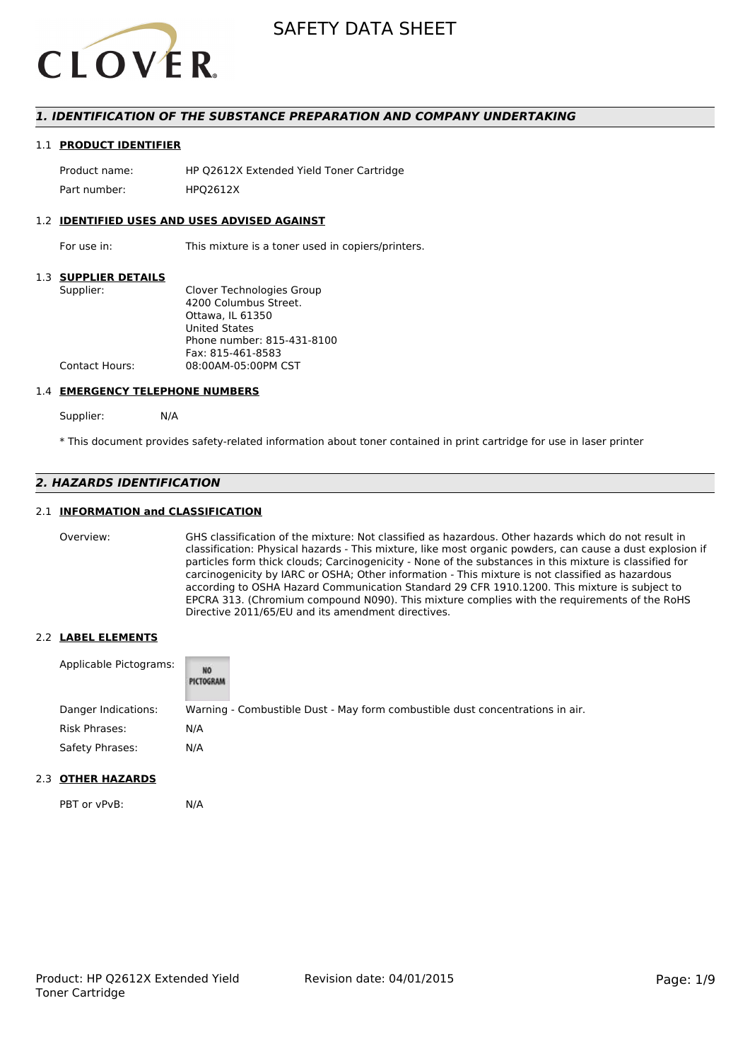# SAFETY DATA SHEET

## 1. IDENTIFICATION OF THE SUBSTANCE PREPARATION AND COMPANY UNDERTAKING

### 1.1 PRODUCT IDENTIFIER

| | |
|---|---|
| Product name: | HP Q2612X Extended Yield Toner Cartridge |
| Part number: | HPQ2612X |

### 1.2 IDENTIFIED USES AND USES ADVISED AGAINST

| | |
|---|---|
| For use in: | This mixture is a toner used in copiers/printers. |

### 1.3 SUPPLIER DETAILS

| | |
|---|---|
| Supplier: | Clover Technologies Group<br>4200 Columbus Street.<br>Ottawa, IL 61350<br>United States<br>Phone number: 815-431-8100<br>Fax: 815-461-8583 |
| Contact Hours: | 08:00AM-05:00PM CST |

### 1.4 EMERGENCY TELEPHONE NUMBERS

Supplier: N/A

* This document provides safety-related information about toner contained in print cartridge for use in laser printer

## 2. HAZARDS IDENTIFICATION

### 2.1 INFORMATION and CLASSIFICATION

Overview: GHS classification of the mixture: Not classified as hazardous. Other hazards which do not result in classification: Physical hazards - This mixture, like most organic powders, can cause a dust explosion if particles form thick clouds; Carcinogenicity - None of the substances in this mixture is classified for carcinogenicity by IARC or OSHA; Other information - This mixture is not classified as hazardous according to OSHA Hazard Communication Standard 29 CFR 1910.1200. This mixture is subject to EPCRA 313. (Chromium compound N090). This mixture complies with the requirements of the RoHS Directive 2011/65/EU and its amendment directives.

### 2.2 LABEL ELEMENTS

| | |
|---|---|
| Applicable Pictograms: | NO PICTOGRAM |
| Danger Indications: | Warning - Combustible Dust - May form combustible dust concentrations in air. |
| Risk Phrases: | N/A |
| Safety Phrases: | N/A |

### 2.3 OTHER HAZARDS

PBT or vPvB: N/A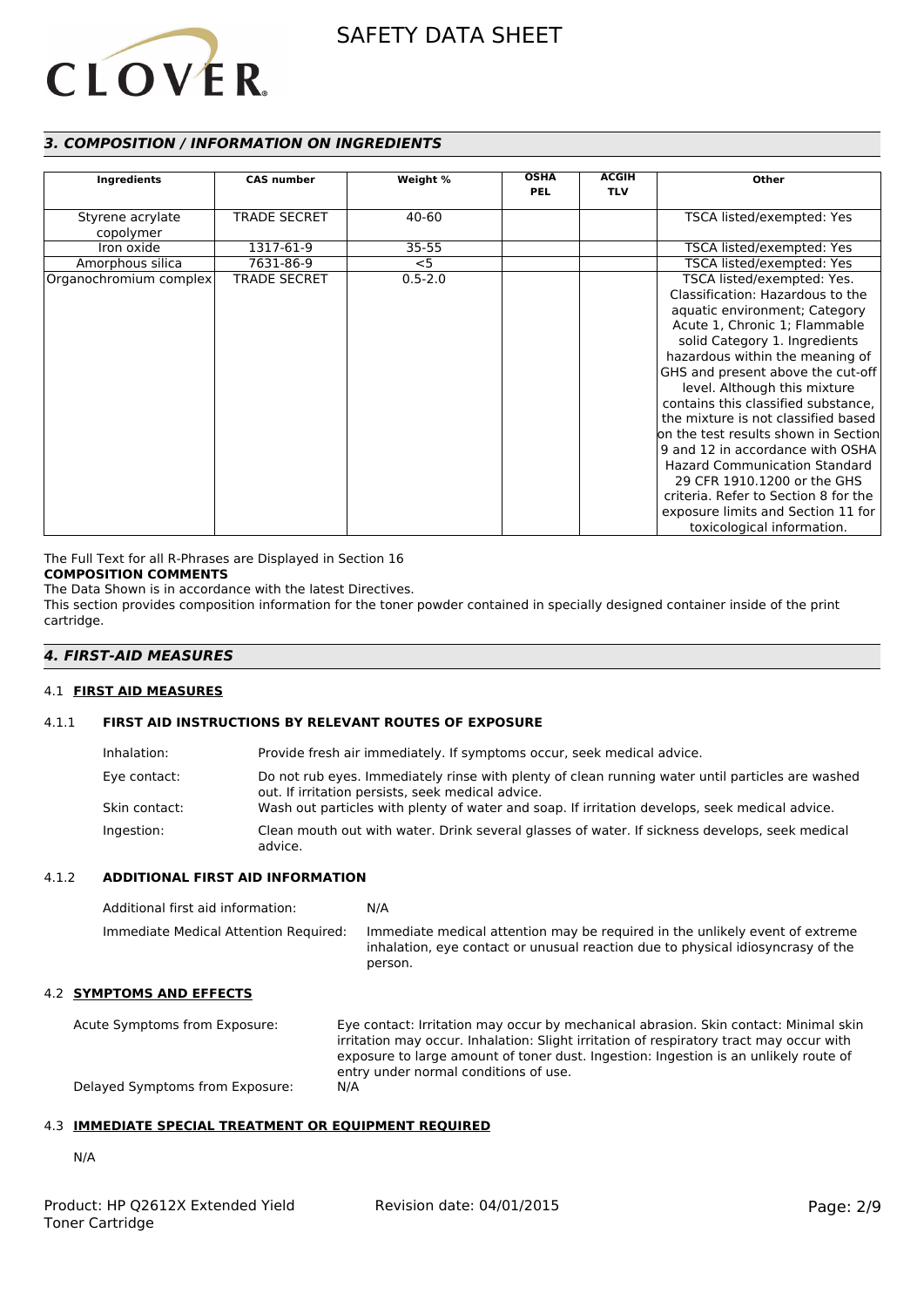## 3. COMPOSITION / INFORMATION ON INGREDIENTS

| Ingredients | CAS number | Weight % | OSHA PEL | ACGIH TLV | Other |
|---|---|---|---|---|---|
| Styrene acrylate copolymer | TRADE SECRET | 40-60 | | | TSCA listed/exempted: Yes |
| Iron oxide | 1317-61-9 | 35-55 | | | TSCA listed/exempted: Yes |
| Amorphous silica | 7631-86-9 | <5 | | | TSCA listed/exempted: Yes |
| Organochromium complex | TRADE SECRET | 0.5-2.0 | | | TSCA listed/exempted: Yes. Classification: Hazardous to the aquatic environment; Category Acute 1, Chronic 1; Flammable solid Category 1. Ingredients hazardous within the meaning of GHS and present above the cut-off level. Although this mixture contains this classified substance, the mixture is not classified based on the test results shown in Section 9 and 12 in accordance with OSHA Hazard Communication Standard 29 CFR 1910.1200 or the GHS criteria. Refer to Section 8 for the exposure limits and Section 11 for toxicological information. |

The Full Text for all R-Phrases are Displayed in Section 16

**COMPOSITION COMMENTS**

The Data Shown is in accordance with the latest Directives.

This section provides composition information for the toner powder contained in specially designed container inside of the print cartridge.

## 4. FIRST-AID MEASURES

### 4.1 FIRST AID MEASURES

#### 4.1.1 FIRST AID INSTRUCTIONS BY RELEVANT ROUTES OF EXPOSURE

Inhalation: Provide fresh air immediately. If symptoms occur, seek medical advice.

Eye contact: Do not rub eyes. Immediately rinse with plenty of clean running water until particles are washed out. If irritation persists, seek medical advice.

Skin contact: Wash out particles with plenty of water and soap. If irritation develops, seek medical advice.

Ingestion: Clean mouth out with water. Drink several glasses of water. If sickness develops, seek medical advice.

#### 4.1.2 ADDITIONAL FIRST AID INFORMATION

Additional first aid information: N/A

Immediate Medical Attention Required: Immediate medical attention may be required in the unlikely event of extreme inhalation, eye contact or unusual reaction due to physical idiosyncrasy of the person.

### 4.2 SYMPTOMS AND EFFECTS

Acute Symptoms from Exposure: Eye contact: Irritation may occur by mechanical abrasion. Skin contact: Minimal skin irritation may occur. Inhalation: Slight irritation of respiratory tract may occur with exposure to large amount of toner dust. Ingestion: Ingestion is an unlikely route of entry under normal conditions of use.

Delayed Symptoms from Exposure: N/A

### 4.3 IMMEDIATE SPECIAL TREATMENT OR EQUIPMENT REQUIRED

N/A

Product: HP Q2612X Extended Yield Toner Cartridge

Revision date: 04/01/2015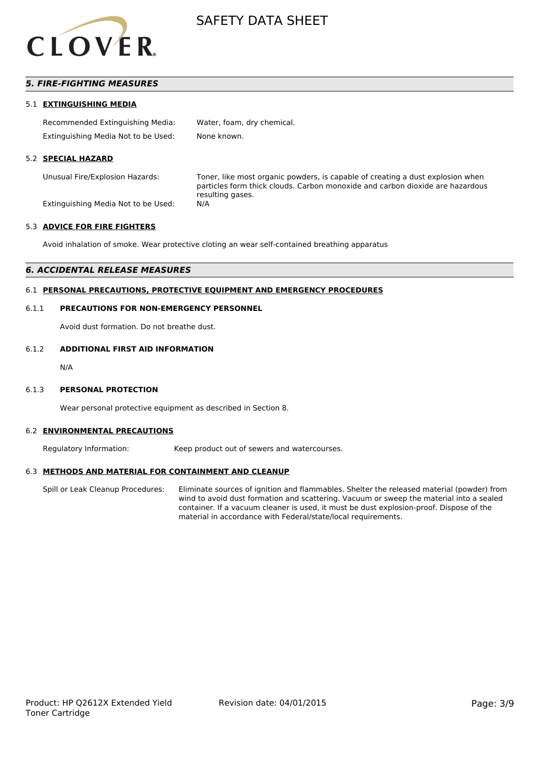## 5. FIRE-FIGHTING MEASURES

### 5.1 EXTINGUISHING MEDIA

| | |
|---|---|
| Recommended Extinguishing Media: | Water, foam, dry chemical. |
| Extinguishing Media Not to be Used: | None known. |

### 5.2 SPECIAL HAZARD

| | |
|---|---|
| Unusual Fire/Explosion Hazards: | Toner, like most organic powders, is capable of creating a dust explosion when particles form thick clouds. Carbon monoxide and carbon dioxide are hazardous resulting gases. |
| Extinguishing Media Not to be Used: | N/A |

### 5.3 ADVICE FOR FIRE FIGHTERS

Avoid inhalation of smoke. Wear protective cloting an wear self-contained breathing apparatus

## 6. ACCIDENTAL RELEASE MEASURES

### 6.1 PERSONAL PRECAUTIONS, PROTECTIVE EQUIPMENT AND EMERGENCY PROCEDURES

#### 6.1.1 PRECAUTIONS FOR NON-EMERGENCY PERSONNEL

Avoid dust formation. Do not breathe dust.

#### 6.1.2 ADDITIONAL FIRST AID INFORMATION

N/A

#### 6.1.3 PERSONAL PROTECTION

Wear personal protective equipment as described in Section 8.

### 6.2 ENVIRONMENTAL PRECAUTIONS

| | |
|---|---|
| Regulatory Information: | Keep product out of sewers and watercourses. |

### 6.3 METHODS AND MATERIAL FOR CONTAINMENT AND CLEANUP

| | |
|---|---|
| Spill or Leak Cleanup Procedures: | Eliminate sources of ignition and flammables. Shelter the released material (powder) from wind to avoid dust formation and scattering. Vacuum or sweep the material into a sealed container. If a vacuum cleaner is used, it must be dust explosion-proof. Dispose of the material in accordance with Federal/state/local requirements. |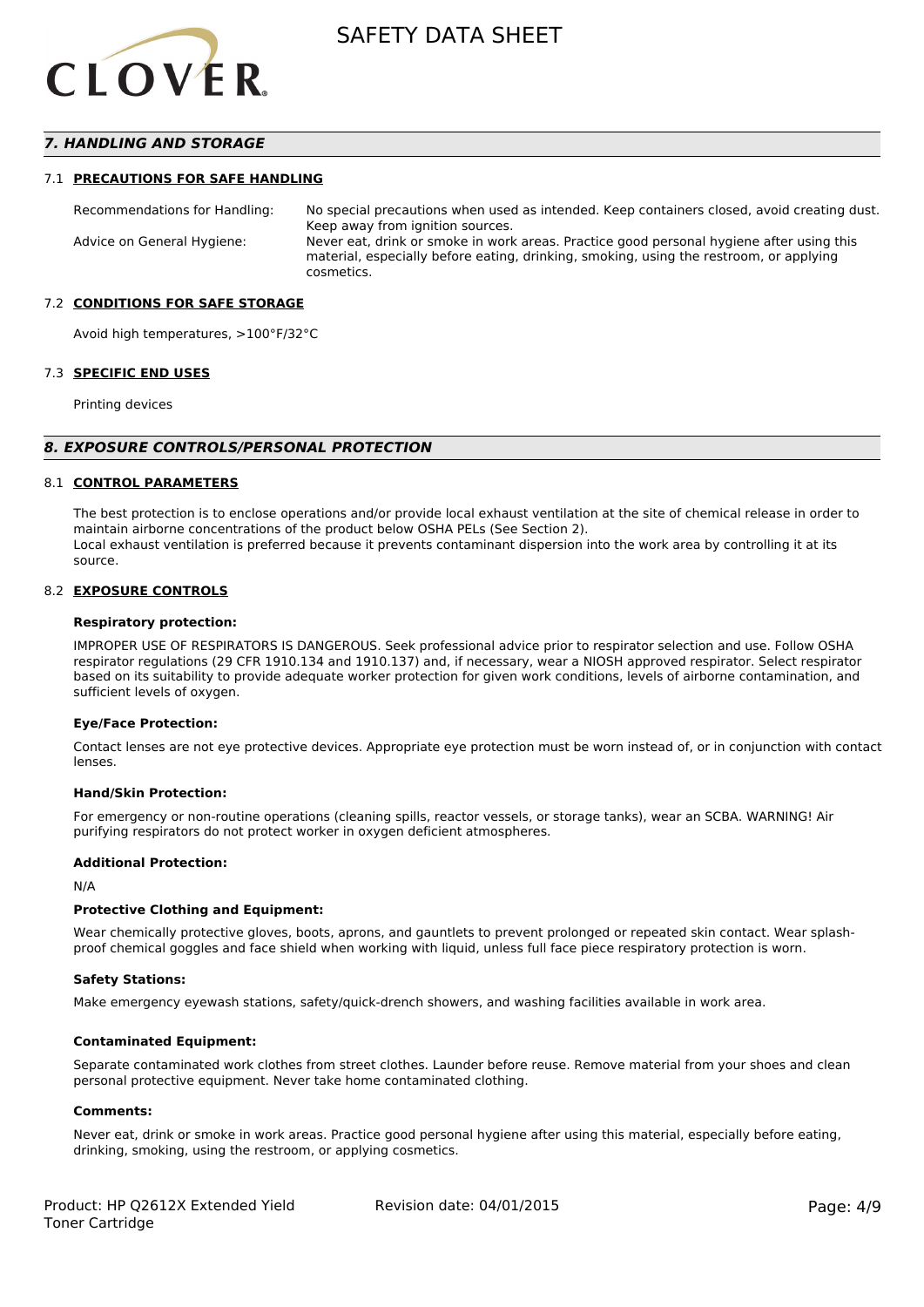## *7. HANDLING AND STORAGE*

### 7.1 PRECAUTIONS FOR SAFE HANDLING

| | |
|---|---|
| Recommendations for Handling: | No special precautions when used as intended. Keep containers closed, avoid creating dust. Keep away from ignition sources. |
| Advice on General Hygiene: | Never eat, drink or smoke in work areas. Practice good personal hygiene after using this material, especially before eating, drinking, smoking, using the restroom, or applying cosmetics. |

### 7.2 CONDITIONS FOR SAFE STORAGE

Avoid high temperatures, >100°F/32°C

### 7.3 SPECIFIC END USES

Printing devices

## *8. EXPOSURE CONTROLS/PERSONAL PROTECTION*

### 8.1 CONTROL PARAMETERS

The best protection is to enclose operations and/or provide local exhaust ventilation at the site of chemical release in order to maintain airborne concentrations of the product below OSHA PELs (See Section 2).
Local exhaust ventilation is preferred because it prevents contaminant dispersion into the work area by controlling it at its source.

### 8.2 EXPOSURE CONTROLS

**Respiratory protection:**

IMPROPER USE OF RESPIRATORS IS DANGEROUS. Seek professional advice prior to respirator selection and use. Follow OSHA respirator regulations (29 CFR 1910.134 and 1910.137) and, if necessary, wear a NIOSH approved respirator. Select respirator based on its suitability to provide adequate worker protection for given work conditions, levels of airborne contamination, and sufficient levels of oxygen.

**Eye/Face Protection:**

Contact lenses are not eye protective devices. Appropriate eye protection must be worn instead of, or in conjunction with contact lenses.

**Hand/Skin Protection:**

For emergency or non-routine operations (cleaning spills, reactor vessels, or storage tanks), wear an SCBA. WARNING! Air purifying respirators do not protect worker in oxygen deficient atmospheres.

**Additional Protection:**

N/A

**Protective Clothing and Equipment:**

Wear chemically protective gloves, boots, aprons, and gauntlets to prevent prolonged or repeated skin contact. Wear splash-proof chemical goggles and face shield when working with liquid, unless full face piece respiratory protection is worn.

**Safety Stations:**

Make emergency eyewash stations, safety/quick-drench showers, and washing facilities available in work area.

**Contaminated Equipment:**

Separate contaminated work clothes from street clothes. Launder before reuse. Remove material from your shoes and clean personal protective equipment. Never take home contaminated clothing.

**Comments:**

Never eat, drink or smoke in work areas. Practice good personal hygiene after using this material, especially before eating, drinking, smoking, using the restroom, or applying cosmetics.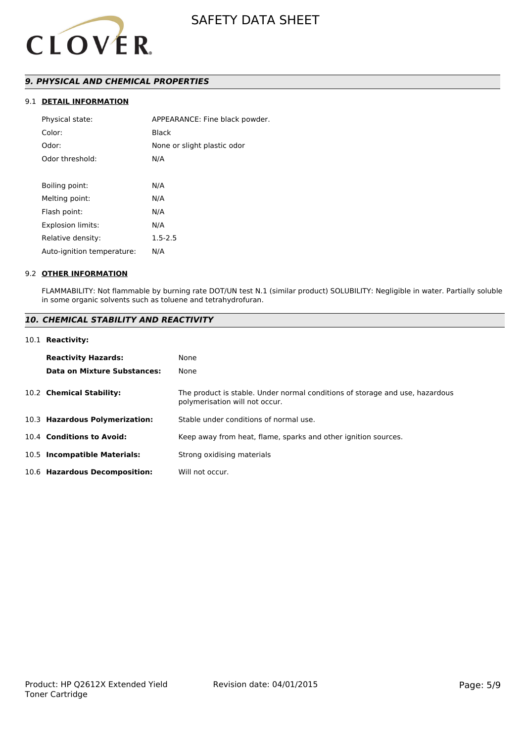## *9. PHYSICAL AND CHEMICAL PROPERTIES*

### 9.1 DETAIL INFORMATION

| | |
|---|---|
| Physical state: | APPEARANCE: Fine black powder. |
| Color: | Black |
| Odor: | None or slight plastic odor |
| Odor threshold: | N/A |
| Boiling point: | N/A |
| Melting point: | N/A |
| Flash point: | N/A |
| Explosion limits: | N/A |
| Relative density: | 1.5-2.5 |
| Auto-ignition temperature: | N/A |

### 9.2 OTHER INFORMATION

FLAMMABILITY: Not flammable by burning rate DOT/UN test N.1 (similar product) SOLUBILITY: Negligible in water. Partially soluble in some organic solvents such as toluene and tetrahydrofuran.

## *10. CHEMICAL STABILITY AND REACTIVITY*

### 10.1 Reactivity:

| | |
|---|---|
| **Reactivity Hazards:** | None |
| **Data on Mixture Substances:** | None |

**10.2 Chemical Stability:** The product is stable. Under normal conditions of storage and use, hazardous polymerisation will not occur.

**10.3 Hazardous Polymerization:** Stable under conditions of normal use.

**10.4 Conditions to Avoid:** Keep away from heat, flame, sparks and other ignition sources.

**10.5 Incompatible Materials:** Strong oxidising materials

**10.6 Hazardous Decomposition:** Will not occur.

Product: HP Q2612X Extended Yield Toner Cartridge

Revision date: 04/01/2015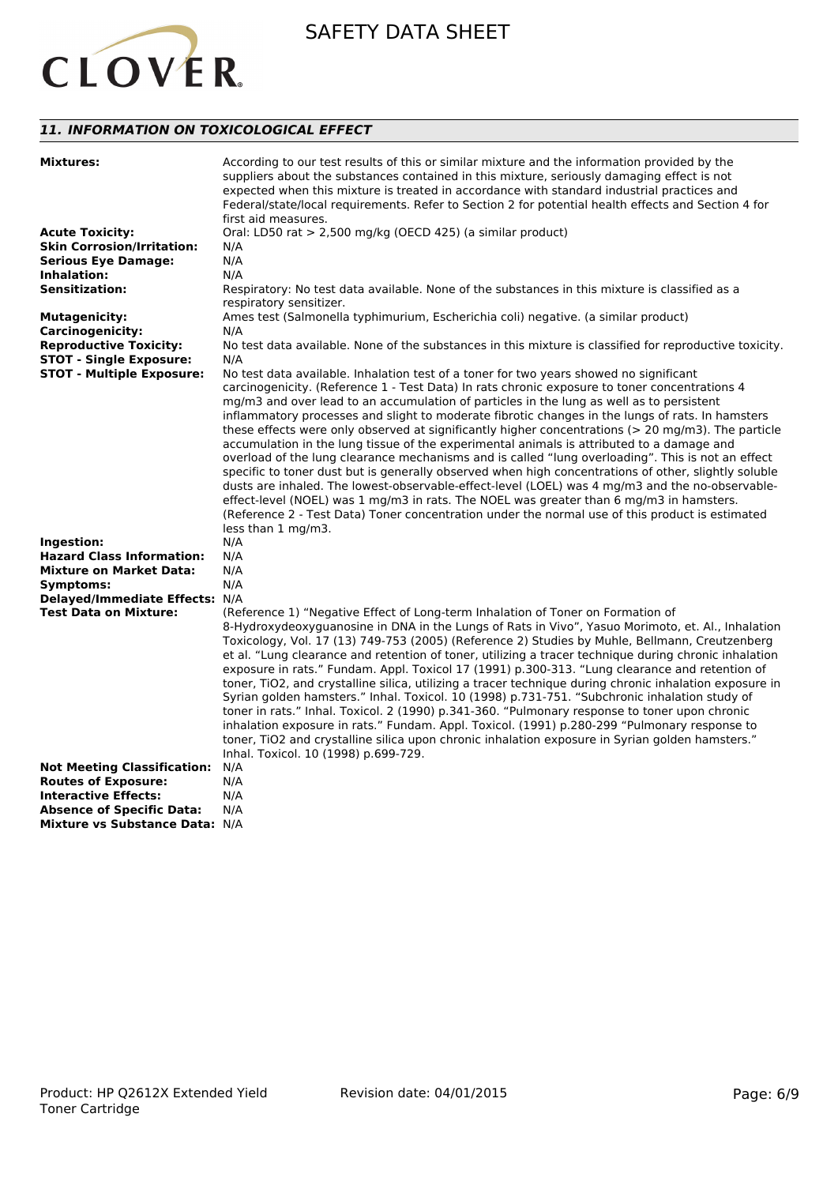## *11. INFORMATION ON TOXICOLOGICAL EFFECT*

| | |
|---|---|
| **Mixtures:** | According to our test results of this or similar mixture and the information provided by the suppliers about the substances contained in this mixture, seriously damaging effect is not expected when this mixture is treated in accordance with standard industrial practices and Federal/state/local requirements. Refer to Section 2 for potential health effects and Section 4 for first aid measures. |
| **Acute Toxicity:** | Oral: LD50 rat > 2,500 mg/kg (OECD 425) (a similar product) |
| **Skin Corrosion/Irritation:** | N/A |
| **Serious Eye Damage:** | N/A |
| **Inhalation:** | N/A |
| **Sensitization:** | Respiratory: No test data available. None of the substances in this mixture is classified as a respiratory sensitizer. |
| **Mutagenicity:** | Ames test (Salmonella typhimurium, Escherichia coli) negative. (a similar product) |
| **Carcinogenicity:** | N/A |
| **Reproductive Toxicity:** | No test data available. None of the substances in this mixture is classified for reproductive toxicity. |
| **STOT - Single Exposure:** | N/A |
| **STOT - Multiple Exposure:** | No test data available. Inhalation test of a toner for two years showed no significant carcinogenicity. (Reference 1 - Test Data) In rats chronic exposure to toner concentrations 4 mg/m3 and over lead to an accumulation of particles in the lung as well as to persistent inflammatory processes and slight to moderate fibrotic changes in the lungs of rats. In hamsters these effects were only observed at significantly higher concentrations (> 20 mg/m3). The particle accumulation in the lung tissue of the experimental animals is attributed to a damage and overload of the lung clearance mechanisms and is called "lung overloading". This is not an effect specific to toner dust but is generally observed when high concentrations of other, slightly soluble dusts are inhaled. The lowest-observable-effect-level (LOEL) was 4 mg/m3 and the no-observable-effect-level (NOEL) was 1 mg/m3 in rats. The NOEL was greater than 6 mg/m3 in hamsters. (Reference 2 - Test Data) Toner concentration under the normal use of this product is estimated less than 1 mg/m3. |
| **Ingestion:** | N/A |
| **Hazard Class Information:** | N/A |
| **Mixture on Market Data:** | N/A |
| **Symptoms:** | N/A |
| **Delayed/Immediate Effects:** | N/A |
| **Test Data on Mixture:** | (Reference 1) "Negative Effect of Long-term Inhalation of Toner on Formation of 8-Hydroxydeoxyguanosine in DNA in the Lungs of Rats in Vivo", Yasuo Morimoto, et. Al., Inhalation Toxicology, Vol. 17 (13) 749-753 (2005) (Reference 2) Studies by Muhle, Bellmann, Creutzenberg et al. "Lung clearance and retention of toner, utilizing a tracer technique during chronic inhalation exposure in rats." Fundam. Appl. Toxicol 17 (1991) p.300-313. "Lung clearance and retention of toner, TiO2, and crystalline silica, utilizing a tracer technique during chronic inhalation exposure in Syrian golden hamsters." Inhal. Toxicol. 10 (1998) p.731-751. "Subchronic inhalation study of toner in rats." Inhal. Toxicol. 2 (1990) p.341-360. "Pulmonary response to toner upon chronic inhalation exposure in rats." Fundam. Appl. Toxicol. (1991) p.280-299 "Pulmonary response to toner, TiO2 and crystalline silica upon chronic inhalation exposure in Syrian golden hamsters." Inhal. Toxicol. 10 (1998) p.699-729. |
| **Not Meeting Classification:** | N/A |
| **Routes of Exposure:** | N/A |
| **Interactive Effects:** | N/A |
| **Absence of Specific Data:** | N/A |
| **Mixture vs Substance Data:** | N/A |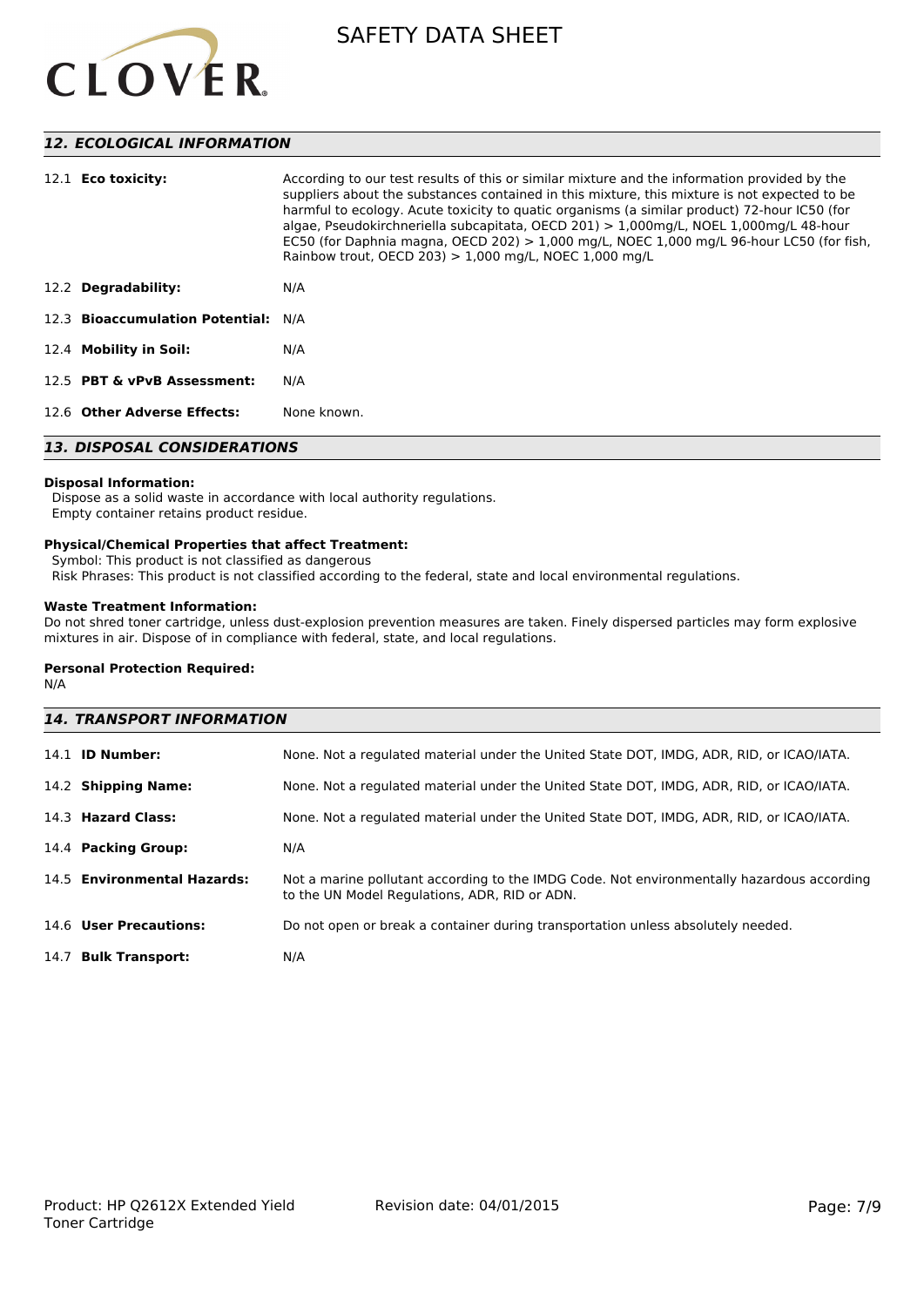## 12. ECOLOGICAL INFORMATION

| | |
|---|---|
| 12.1 **Eco toxicity:** | According to our test results of this or similar mixture and the information provided by the suppliers about the substances contained in this mixture, this mixture is not expected to be harmful to ecology. Acute toxicity to quatic organisms (a similar product) 72-hour IC50 (for algae, Pseudokirchneriella subcapitata, OECD 201) > 1,000mg/L, NOEL 1,000mg/L 48-hour EC50 (for Daphnia magna, OECD 202) > 1,000 mg/L, NOEC 1,000 mg/L 96-hour LC50 (for fish, Rainbow trout, OECD 203) > 1,000 mg/L, NOEC 1,000 mg/L |
| 12.2 **Degradability:** | N/A |
| 12.3 **Bioaccumulation Potential:** | N/A |
| 12.4 **Mobility in Soil:** | N/A |
| 12.5 **PBT & vPvB Assessment:** | N/A |
| 12.6 **Other Adverse Effects:** | None known. |

## 13. DISPOSAL CONSIDERATIONS

**Disposal Information:**
Dispose as a solid waste in accordance with local authority regulations.
Empty container retains product residue.

**Physical/Chemical Properties that affect Treatment:**
Symbol: This product is not classified as dangerous
Risk Phrases: This product is not classified according to the federal, state and local environmental regulations.

**Waste Treatment Information:**
Do not shred toner cartridge, unless dust-explosion prevention measures are taken. Finely dispersed particles may form explosive mixtures in air. Dispose of in compliance with federal, state, and local regulations.

**Personal Protection Required:**
N/A

## 14. TRANSPORT INFORMATION

| | |
|---|---|
| 14.1 **ID Number:** | None. Not a regulated material under the United State DOT, IMDG, ADR, RID, or ICAO/IATA. |
| 14.2 **Shipping Name:** | None. Not a regulated material under the United State DOT, IMDG, ADR, RID, or ICAO/IATA. |
| 14.3 **Hazard Class:** | None. Not a regulated material under the United State DOT, IMDG, ADR, RID, or ICAO/IATA. |
| 14.4 **Packing Group:** | N/A |
| 14.5 **Environmental Hazards:** | Not a marine pollutant according to the IMDG Code. Not environmentally hazardous according to the UN Model Regulations, ADR, RID or ADN. |
| 14.6 **User Precautions:** | Do not open or break a container during transportation unless absolutely needed. |
| 14.7 **Bulk Transport:** | N/A |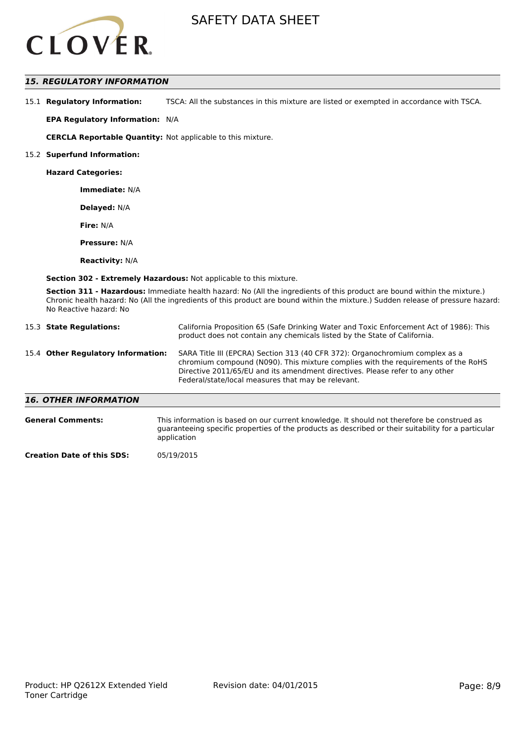## 15. REGULATORY INFORMATION

15.1 **Regulatory Information:** TSCA: All the substances in this mixture are listed or exempted in accordance with TSCA.

**EPA Regulatory Information:** N/A

**CERCLA Reportable Quantity:** Not applicable to this mixture.

15.2 **Superfund Information:**

**Hazard Categories:**

**Immediate:** N/A

**Delayed:** N/A

**Fire:** N/A

**Pressure:** N/A

**Reactivity:** N/A

**Section 302 - Extremely Hazardous:** Not applicable to this mixture.

**Section 311 - Hazardous:** Immediate health hazard: No (All the ingredients of this product are bound within the mixture.) Chronic health hazard: No (All the ingredients of this product are bound within the mixture.) Sudden release of pressure hazard: No Reactive hazard: No

15.3 **State Regulations:** California Proposition 65 (Safe Drinking Water and Toxic Enforcement Act of 1986): This product does not contain any chemicals listed by the State of California.

15.4 **Other Regulatory Information:** SARA Title III (EPCRA) Section 313 (40 CFR 372): Organochromium complex as a chromium compound (N090). This mixture complies with the requirements of the RoHS Directive 2011/65/EU and its amendment directives. Please refer to any other Federal/state/local measures that may be relevant.

## 16. OTHER INFORMATION

**General Comments:** This information is based on our current knowledge. It should not therefore be construed as guaranteeing specific properties of the products as described or their suitability for a particular application

**Creation Date of this SDS:** 05/19/2015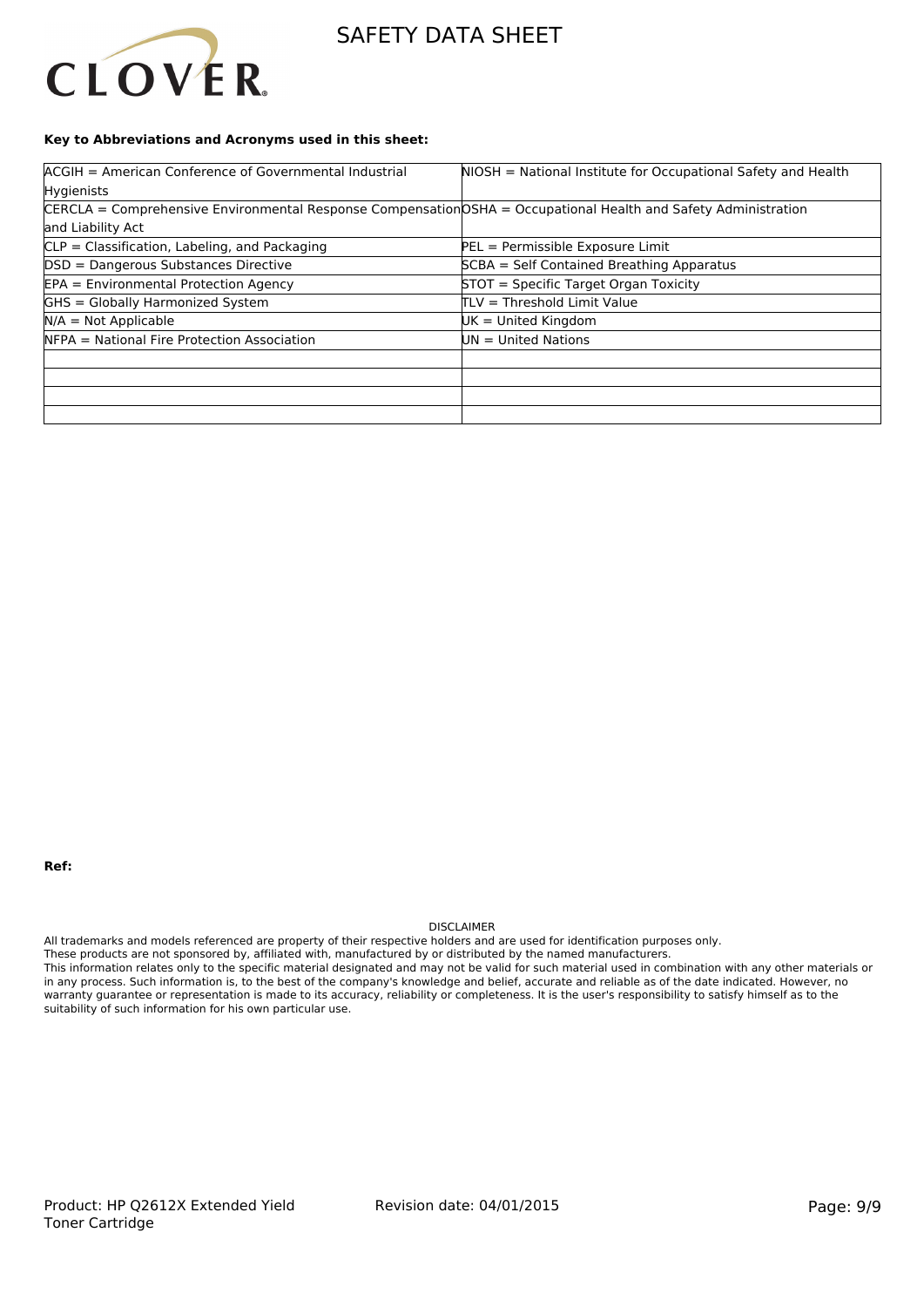**Key to Abbreviations and Acronyms used in this sheet:**

| | |
|---|---|
| ACGIH = American Conference of Governmental Industrial Hygienists | NIOSH = National Institute for Occupational Safety and Health |
| CERCLA = Comprehensive Environmental Response Compensation and Liability Act | OSHA = Occupational Health and Safety Administration |
| CLP = Classification, Labeling, and Packaging | PEL = Permissible Exposure Limit |
| DSD = Dangerous Substances Directive | SCBA = Self Contained Breathing Apparatus |
| EPA = Environmental Protection Agency | STOT = Specific Target Organ Toxicity |
| GHS = Globally Harmonized System | TLV = Threshold Limit Value |
| N/A = Not Applicable | UK = United Kingdom |
| NFPA = National Fire Protection Association | UN = United Nations |
| | |
| | |
| | |
| | |

**Ref:**

DISCLAIMER

All trademarks and models referenced are property of their respective holders and are used for identification purposes only.
These products are not sponsored by, affiliated with, manufactured by or distributed by the named manufacturers.
This information relates only to the specific material designated and may not be valid for such material used in combination with any other materials or in any process. Such information is, to the best of the company's knowledge and belief, accurate and reliable as of the date indicated. However, no warranty guarantee or representation is made to its accuracy, reliability or completeness. It is the user's responsibility to satisfy himself as to the suitability of such information for his own particular use.